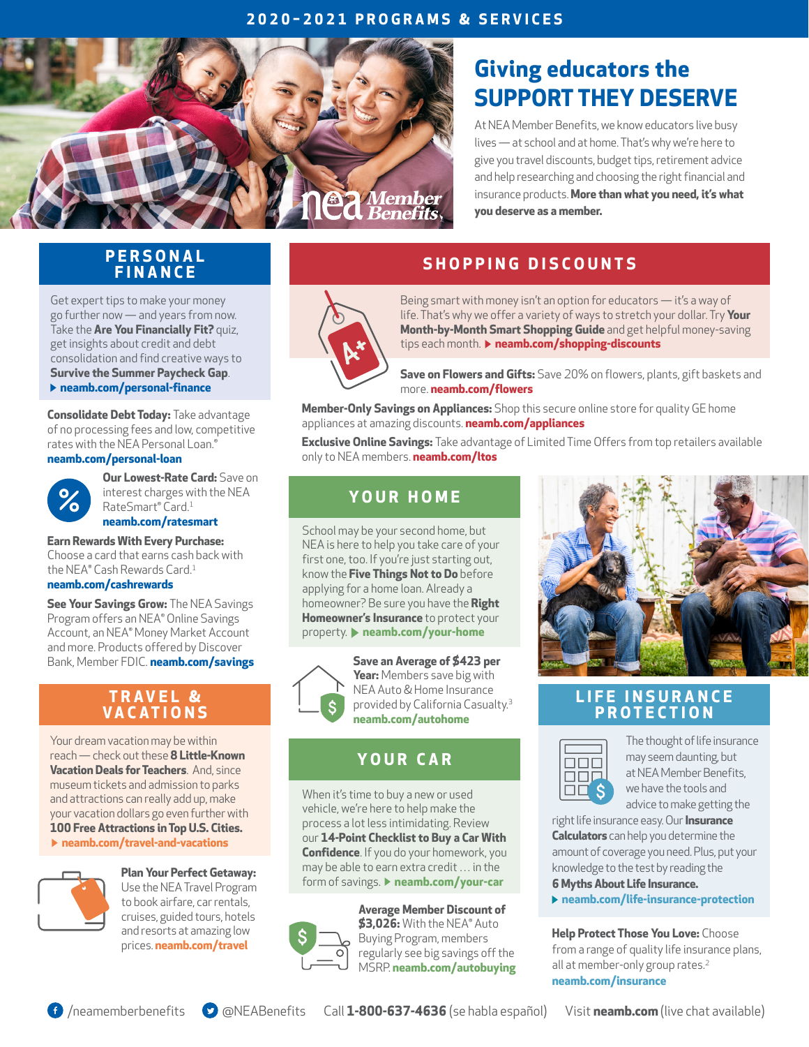# 2020-2021 PROGRAMS & SERVICES

## Giving educators the SUPPORT THEY DESERVE

At NEA Member Benefits, we know educators live busy lives — at school and at home. That's why we're here to give you travel discounts, budget tips, retirement advice and help researching and choosing the right financial and insurance products. **More than what you need, it's what you deserve as a member.**

## PERSONAL FINANCE

Get expert tips to make your money go further now — and years from now. Take the **Are You Financially Fit?** quiz, get insights about credit and debt consolidation and find creative ways to **Survive the Summer Paycheck Gap**.
▶ **neamb.com/personal-finance**

**Consolidate Debt Today:** Take advantage of no processing fees and low, competitive rates with the NEA Personal Loan.® **neamb.com/personal-loan**

**Our Lowest-Rate Card:** Save on interest charges with the NEA RateSmart® Card.[1] **neamb.com/ratesmart**

**Earn Rewards With Every Purchase:** Choose a card that earns cash back with the NEA® Cash Rewards Card.[1] **neamb.com/cashrewards**

**See Your Savings Grow:** The NEA Savings Program offers an NEA® Online Savings Account, an NEA® Money Market Account and more. Products offered by Discover Bank, Member FDIC. **neamb.com/savings**

## TRAVEL & VACATIONS

Your dream vacation may be within reach — check out these **8 Little-Known Vacation Deals for Teachers**. And, since museum tickets and admission to parks and attractions can really add up, make your vacation dollars go even further with **100 Free Attractions in Top U.S. Cities.**
▶ **neamb.com/travel-and-vacations**

**Plan Your Perfect Getaway:** Use the NEA Travel Program to book airfare, car rentals, cruises, guided tours, hotels and resorts at amazing low prices. **neamb.com/travel**

## SHOPPING DISCOUNTS

Being smart with money isn't an option for educators — it's a way of life. That's why we offer a variety of ways to stretch your dollar. Try **Your Month-by-Month Smart Shopping Guide** and get helpful money-saving tips each month. ▶ **neamb.com/shopping-discounts**

**Save on Flowers and Gifts:** Save 20% on flowers, plants, gift baskets and more. **neamb.com/flowers**

**Member-Only Savings on Appliances:** Shop this secure online store for quality GE home appliances at amazing discounts. **neamb.com/appliances**

**Exclusive Online Savings:** Take advantage of Limited Time Offers from top retailers available only to NEA members. **neamb.com/ltos**

## YOUR HOME

School may be your second home, but NEA is here to help you take care of your first one, too. If you're just starting out, know the **Five Things Not to Do** before applying for a home loan. Already a homeowner? Be sure you have the **Right Homeowner's Insurance** to protect your property. ▶ **neamb.com/your-home**

**Save an Average of $423 per Year:** Members save big with NEA Auto & Home Insurance provided by California Casualty.[3] **neamb.com/autohome**

## YOUR CAR

When it's time to buy a new or used vehicle, we're here to help make the process a lot less intimidating. Review our **14-Point Checklist to Buy a Car With Confidence**. If you do your homework, you may be able to earn extra credit … in the form of savings. ▶ **neamb.com/your-car**

**Average Member Discount of $3,026:** With the NEA® Auto Buying Program, members regularly see big savings off the MSRP. **neamb.com/autobuying**

## LIFE INSURANCE PROTECTION

The thought of life insurance may seem daunting, but at NEA Member Benefits, we have the tools and advice to make getting the right life insurance easy. Our **Insurance Calculators** can help you determine the amount of coverage you need. Plus, put your knowledge to the test by reading the **6 Myths About Life Insurance.**
▶ **neamb.com/life-insurance-protection**

**Help Protect Those You Love:** Choose from a range of quality life insurance plans, all at member-only group rates.[2] **neamb.com/insurance**

/neamemberbenefits @NEABenefits Call **1-800-637-4636** (se habla español) Visit **neamb.com** (live chat available)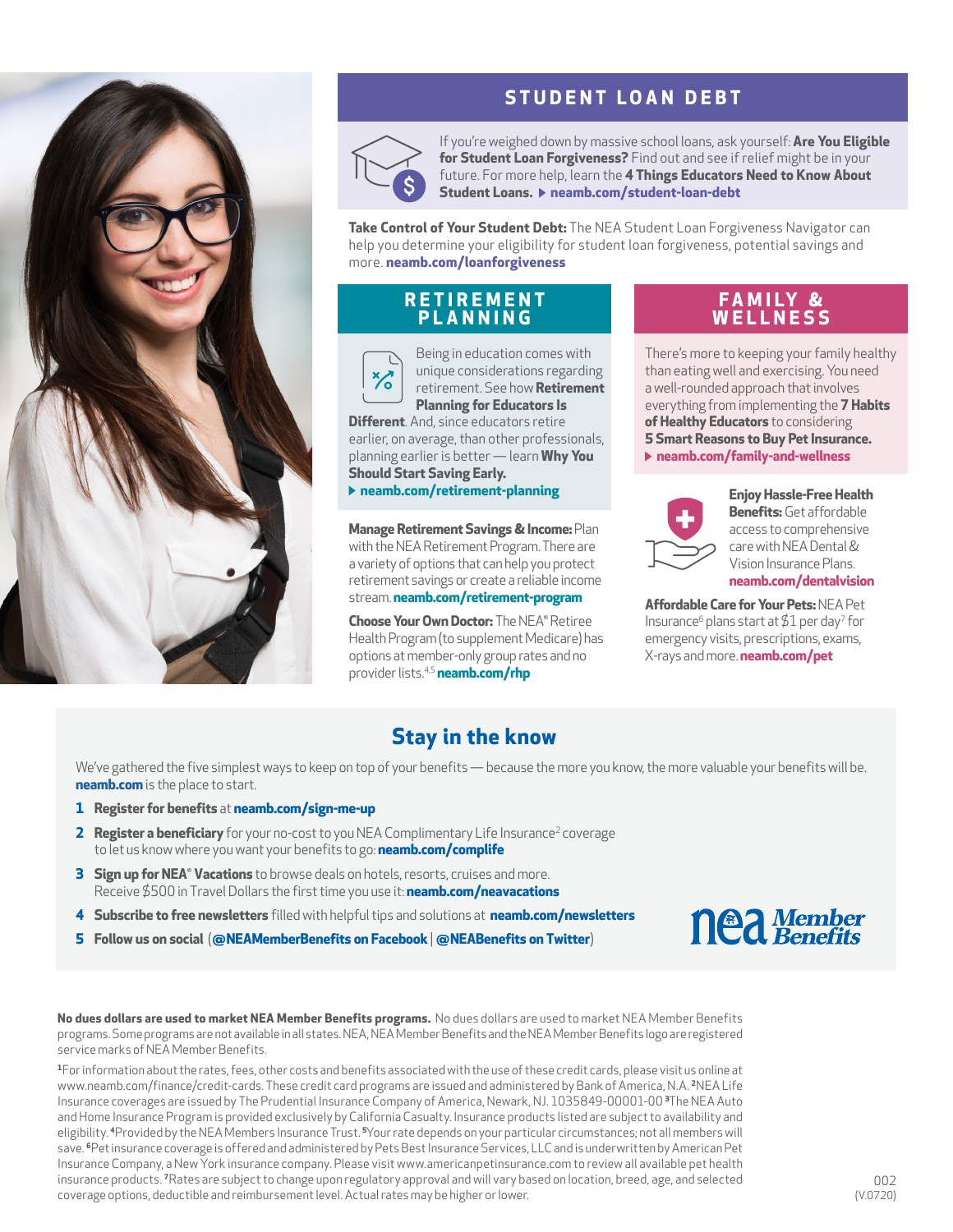## STUDENT LOAN DEBT

If you're weighed down by massive school loans, ask yourself: **Are You Eligible for Student Loan Forgiveness?** Find out and see if relief might be in your future. For more help, learn the **4 Things Educators Need to Know About Student Loans.** ▸ **neamb.com/student-loan-debt**

**Take Control of Your Student Debt:** The NEA Student Loan Forgiveness Navigator can help you determine your eligibility for student loan forgiveness, potential savings and more. **neamb.com/loanforgiveness**

## RETIREMENT PLANNING

Being in education comes with unique considerations regarding retirement. See how **Retirement Planning for Educators Is Different**. And, since educators retire earlier, on average, than other professionals, planning earlier is better — learn **Why You Should Start Saving Early.**
▸ **neamb.com/retirement-planning**

**Manage Retirement Savings & Income:** Plan with the NEA Retirement Program. There are a variety of options that can help you protect retirement savings or create a reliable income stream. **neamb.com/retirement-program**

**Choose Your Own Doctor:** The NEA® Retiree Health Program (to supplement Medicare) has options at member-only group rates and no provider lists.[4,5] **neamb.com/rhp**

## FAMILY & WELLNESS

There's more to keeping your family healthy than eating well and exercising. You need a well-rounded approach that involves everything from implementing the **7 Habits of Healthy Educators** to considering **5 Smart Reasons to Buy Pet Insurance.**
▸ **neamb.com/family-and-wellness**

**Enjoy Hassle-Free Health Benefits:** Get affordable access to comprehensive care with NEA Dental & Vision Insurance Plans. **neamb.com/dentalvision**

**Affordable Care for Your Pets:** NEA Pet Insurance[6] plans start at $1 per day[7] for emergency visits, prescriptions, exams, X-rays and more. **neamb.com/pet**

## Stay in the know

We've gathered the five simplest ways to keep on top of your benefits — because the more you know, the more valuable your benefits will be. **neamb.com** is the place to start.

1. **Register for benefits** at **neamb.com/sign-me-up**
2. **Register a beneficiary** for your no-cost to you NEA Complimentary Life Insurance[2] coverage to let us know where you want your benefits to go: **neamb.com/complife**
3. **Sign up for NEA® Vacations** to browse deals on hotels, resorts, cruises and more. Receive $500 in Travel Dollars the first time you use it: **neamb.com/neavacations**
4. **Subscribe to free newsletters** filled with helpful tips and solutions at **neamb.com/newsletters**
5. **Follow us on social** (**@NEAMemberBenefits on Facebook** | **@NEABenefits on Twitter**)

nea Member Benefits

**No dues dollars are used to market NEA Member Benefits programs.** No dues dollars are used to market NEA Member Benefits programs. Some programs are not available in all states. NEA, NEA Member Benefits and the NEA Member Benefits logo are registered service marks of NEA Member Benefits.

[1]For information about the rates, fees, other costs and benefits associated with the use of these credit cards, please visit us online at www.neamb.com/finance/credit-cards. These credit card programs are issued and administered by Bank of America, N.A. [2]NEA Life Insurance coverages are issued by The Prudential Insurance Company of America, Newark, NJ. 1035849-00001-00 [3]The NEA Auto and Home Insurance Program is provided exclusively by California Casualty. Insurance products listed are subject to availability and eligibility. [4]Provided by the NEA Members Insurance Trust. [5]Your rate depends on your particular circumstances; not all members will save. [6]Pet insurance coverage is offered and administered by Pets Best Insurance Services, LLC and is underwritten by American Pet Insurance Company, a New York insurance company. Please visit www.americanpetinsurance.com to review all available pet health insurance products. [7]Rates are subject to change upon regulatory approval and will vary based on location, breed, age, and selected coverage options, deductible and reimbursement level. Actual rates may be higher or lower.

002
(V.0720)